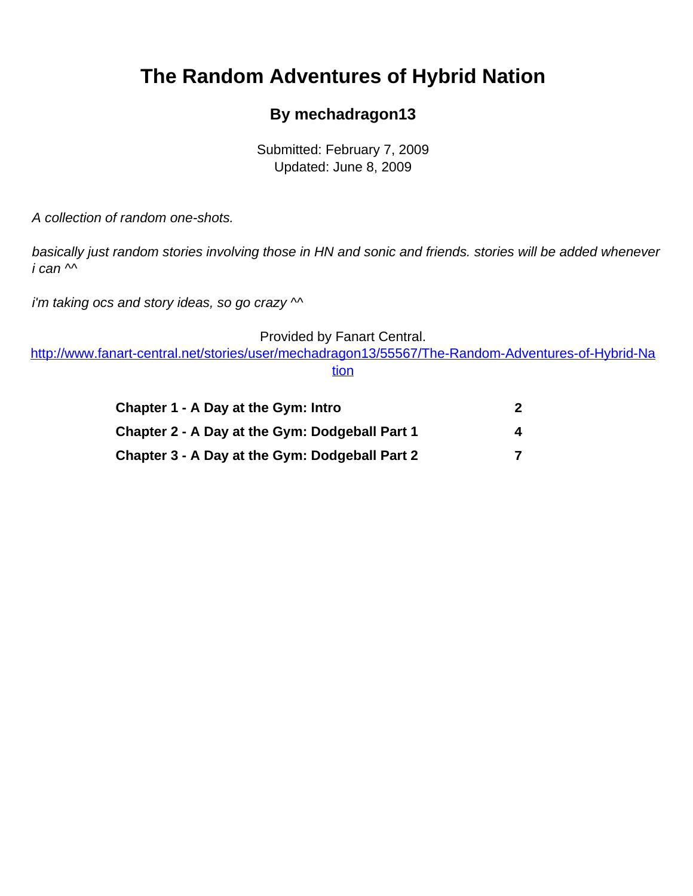# The Random Adventures of Hybrid Nation

### By mechadragon13

Submitted: February 7, 2009
Updated: June 8, 2009

*A collection of random one-shots.*

*basically just random stories involving those in HN and sonic and friends. stories will be added whenever i can ^^*

*i'm taking ocs and story ideas, so go crazy ^^*

Provided by Fanart Central.
[http://www.fanart-central.net/stories/user/mechadragon13/55567/The-Random-Adventures-of-Hybrid-Nation](http://www.fanart-central.net/stories/user/mechadragon13/55567/The-Random-Adventures-of-Hybrid-Nation)

| | |
|---|---|
| **Chapter 1 - A Day at the Gym: Intro** | **2** |
| **Chapter 2 - A Day at the Gym: Dodgeball Part 1** | **4** |
| **Chapter 3 - A Day at the Gym: Dodgeball Part 2** | **7** |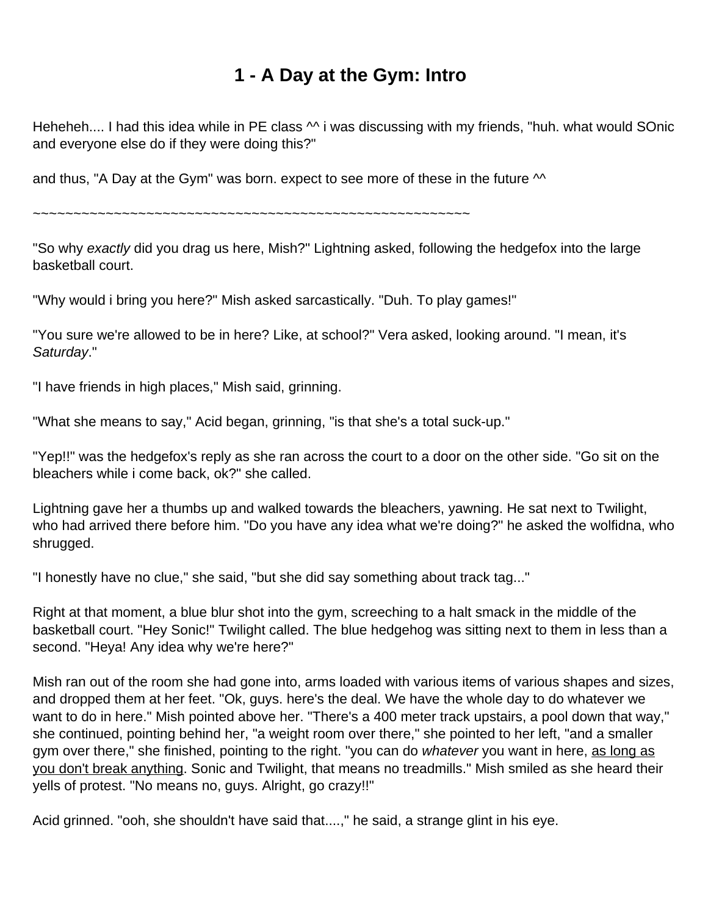# 1 - A Day at the Gym: Intro

Heheheh.... I had this idea while in PE class ^^ i was discussing with my friends, "huh. what would SOnic and everyone else do if they were doing this?"

and thus, "A Day at the Gym" was born. expect to see more of these in the future ^^

~~~~~~~~~~~~~~~~~~~~~~~~~~~~~~~~~~~~~~~~~~~~~~~~~~~~~~~~

"So why *exactly* did you drag us here, Mish?" Lightning asked, following the hedgefox into the large basketball court.

"Why would i bring you here?" Mish asked sarcastically. "Duh. To play games!"

"You sure we're allowed to be in here? Like, at school?" Vera asked, looking around. "I mean, it's *Saturday*."

"I have friends in high places," Mish said, grinning.

"What she means to say," Acid began, grinning, "is that she's a total suck-up."

"Yep!!" was the hedgefox's reply as she ran across the court to a door on the other side. "Go sit on the bleachers while i come back, ok?" she called.

Lightning gave her a thumbs up and walked towards the bleachers, yawning. He sat next to Twilight, who had arrived there before him. "Do you have any idea what we're doing?" he asked the wolfidna, who shrugged.

"I honestly have no clue," she said, "but she did say something about track tag..."

Right at that moment, a blue blur shot into the gym, screeching to a halt smack in the middle of the basketball court. "Hey Sonic!" Twilight called. The blue hedgehog was sitting next to them in less than a second. "Heya! Any idea why we're here?"

Mish ran out of the room she had gone into, arms loaded with various items of various shapes and sizes, and dropped them at her feet. "Ok, guys. here's the deal. We have the whole day to do whatever we want to do in here." Mish pointed above her. "There's a 400 meter track upstairs, a pool down that way," she continued, pointing behind her, "a weight room over there," she pointed to her left, "and a smaller gym over there," she finished, pointing to the right. "you can do *whatever* you want in here, <u>as long as you don't break anything</u>. Sonic and Twilight, that means no treadmills." Mish smiled as she heard their yells of protest. "No means no, guys. Alright, go crazy!!"

Acid grinned. "ooh, she shouldn't have said that....," he said, a strange glint in his eye.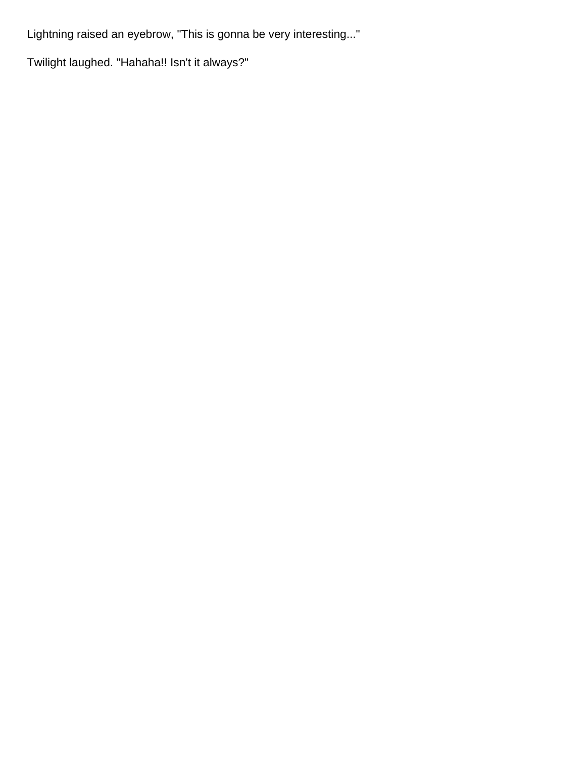Lightning raised an eyebrow, "This is gonna be very interesting..."

Twilight laughed. "Hahaha!! Isn't it always?"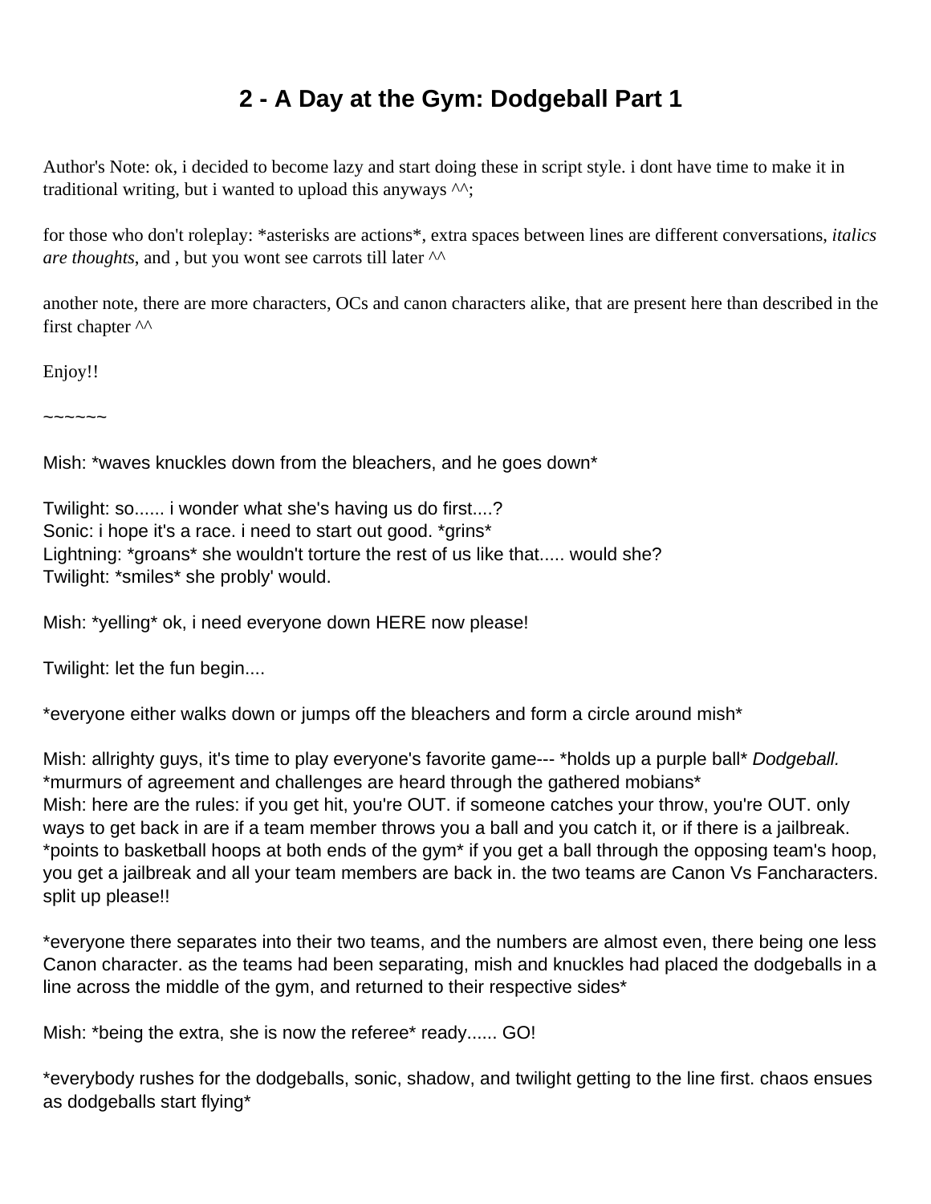# 2 - A Day at the Gym: Dodgeball Part 1

Author's Note: ok, i decided to become lazy and start doing these in script style. i dont have time to make it in traditional writing, but i wanted to upload this anyways ^^;

for those who don't roleplay: *asterisks are actions*, extra spaces between lines are different conversations, *italics are thoughts*, and , but you wont see carrots till later ^^

another note, there are more characters, OCs and canon characters alike, that are present here than described in the first chapter ^^

Enjoy!!

~~~~~~

Mish: *waves knuckles down from the bleachers, and he goes down*

Twilight: so...... i wonder what she's having us do first....?
Sonic: i hope it's a race. i need to start out good. *grins*
Lightning: *groans* she wouldn't torture the rest of us like that..... would she?
Twilight: *smiles* she probly' would.

Mish: *yelling* ok, i need everyone down HERE now please!

Twilight: let the fun begin....

*everyone either walks down or jumps off the bleachers and form a circle around mish*

Mish: allrighty guys, it's time to play everyone's favorite game--- *holds up a purple ball* *Dodgeball.*
*murmurs of agreement and challenges are heard through the gathered mobians*
Mish: here are the rules: if you get hit, you're OUT. if someone catches your throw, you're OUT. only ways to get back in are if a team member throws you a ball and you catch it, or if there is a jailbreak. *points to basketball hoops at both ends of the gym* if you get a ball through the opposing team's hoop, you get a jailbreak and all your team members are back in. the two teams are Canon Vs Fancharacters. split up please!!

*everyone there separates into their two teams, and the numbers are almost even, there being one less Canon character. as the teams had been separating, mish and knuckles had placed the dodgeballs in a line across the middle of the gym, and returned to their respective sides*

Mish: *being the extra, she is now the referee* ready...... GO!

*everybody rushes for the dodgeballs, sonic, shadow, and twilight getting to the line first. chaos ensues as dodgeballs start flying*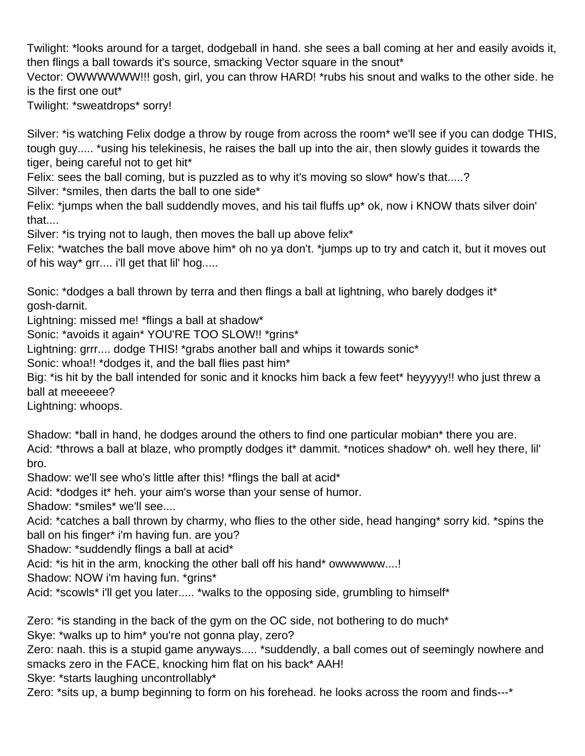Twilight: *looks around for a target, dodgeball in hand. she sees a ball coming at her and easily avoids it, then flings a ball towards it's source, smacking Vector square in the snout*
Vector: OWWWWWW!!! gosh, girl, you can throw HARD! *rubs his snout and walks to the other side. he is the first one out*
Twilight: *sweatdrops* sorry!

Silver: *is watching Felix dodge a throw by rouge from across the room* we'll see if you can dodge THIS, tough guy..... *using his telekinesis, he raises the ball up into the air, then slowly guides it towards the tiger, being careful not to get hit*
Felix: sees the ball coming, but is puzzled as to why it's moving so slow* how's that.....?
Silver: *smiles, then darts the ball to one side*
Felix: *jumps when the ball suddendly moves, and his tail fluffs up* ok, now i KNOW thats silver doin' that....
Silver: *is trying not to laugh, then moves the ball up above felix*
Felix: *watches the ball move above him* oh no ya don't. *jumps up to try and catch it, but it moves out of his way* grr.... i'll get that lil' hog.....

Sonic: *dodges a ball thrown by terra and then flings a ball at lightning, who barely dodges it* gosh-darnit.
Lightning: missed me! *flings a ball at shadow*
Sonic: *avoids it again* YOU'RE TOO SLOW!! *grins*
Lightning: grrr.... dodge THIS! *grabs another ball and whips it towards sonic*
Sonic: whoa!! *dodges it, and the ball flies past him*
Big: *is hit by the ball intended for sonic and it knocks him back a few feet* heyyyyy!! who just threw a ball at meeeeee?
Lightning: whoops.

Shadow: *ball in hand, he dodges around the others to find one particular mobian* there you are.
Acid: *throws a ball at blaze, who promptly dodges it* dammit. *notices shadow* oh. well hey there, lil' bro.
Shadow: we'll see who's little after this! *flings the ball at acid*
Acid: *dodges it* heh. your aim's worse than your sense of humor.
Shadow: *smiles* we'll see....
Acid: *catches a ball thrown by charmy, who flies to the other side, head hanging* sorry kid. *spins the ball on his finger* i'm having fun. are you?
Shadow: *suddenly flings a ball at acid*
Acid: *is hit in the arm, knocking the other ball off his hand* owwwwww....!
Shadow: NOW i'm having fun. *grins*
Acid: *scowls* i'll get you later..... *walks to the opposing side, grumbling to himself*

Zero: *is standing in the back of the gym on the OC side, not bothering to do much*
Skye: *walks up to him* you're not gonna play, zero?
Zero: naah. this is a stupid game anyways..... *suddenly, a ball comes out of seemingly nowhere and smacks zero in the FACE, knocking him flat on his back* AAH!
Skye: *starts laughing uncontrollably*
Zero: *sits up, a bump beginning to form on his forehead. he looks across the room and finds---*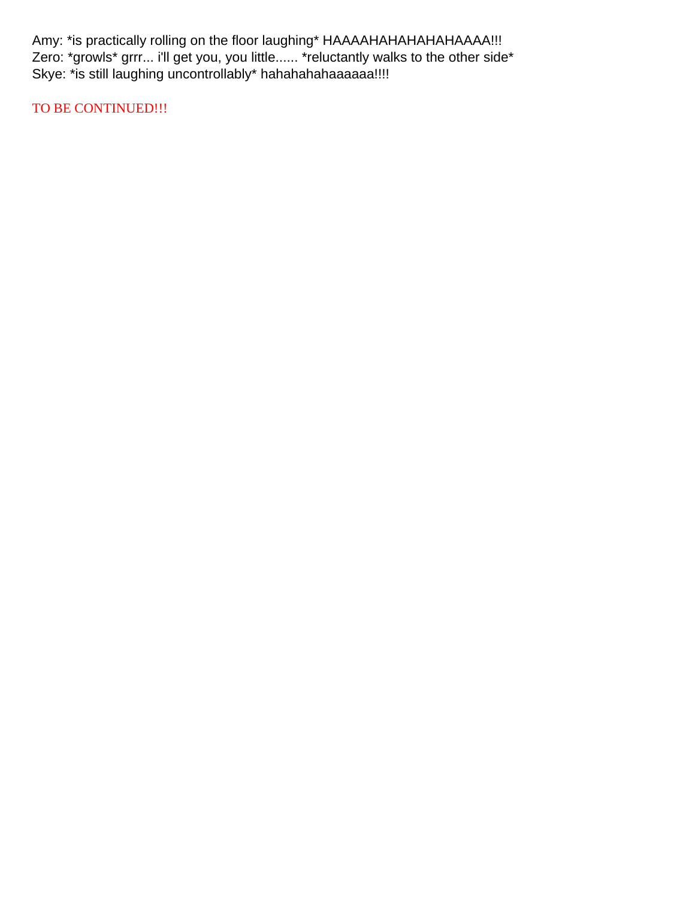Amy: *is practically rolling on the floor laughing* HAAAAHAHAHAHAHAAAA!!!
Zero: *growls* grrr... i'll get you, you little...... *reluctantly walks to the other side*
Skye: *is still laughing uncontrollably* hahahahahaaaaaa!!!!

TO BE CONTINUED!!!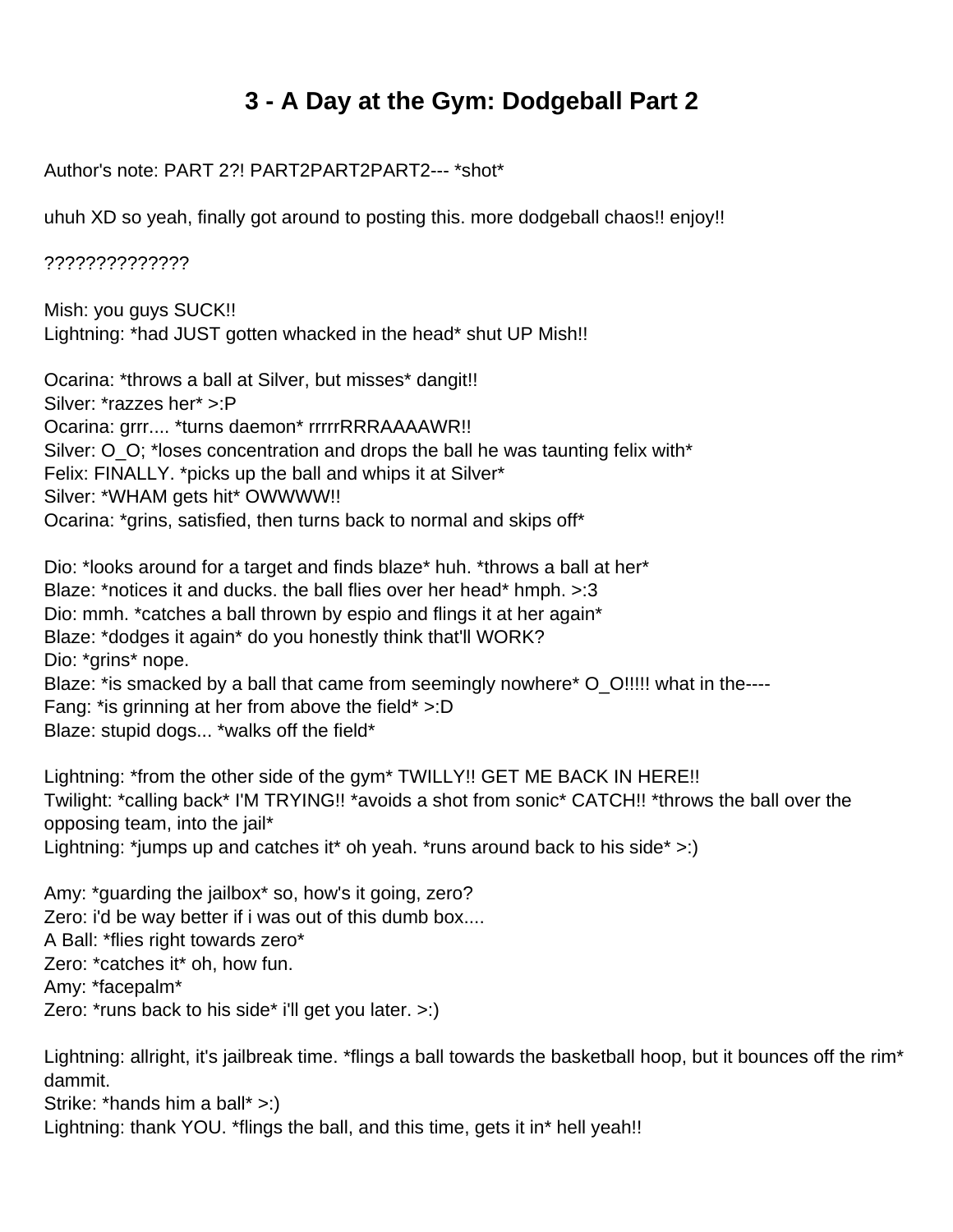# 3 - A Day at the Gym: Dodgeball Part 2

Author's note: PART 2?! PART2PART2PART2--- *shot*

uhuh XD so yeah, finally got around to posting this. more dodgeball chaos!! enjoy!!

??????????????

Mish: you guys SUCK!!
Lightning: *had JUST gotten whacked in the head* shut UP Mish!!

Ocarina: *throws a ball at Silver, but misses* dangit!!
Silver: *razzes her* >:P
Ocarina: grrr.... *turns daemon* rrrrrRRRAAAAWR!!
Silver: O_O; *loses concentration and drops the ball he was taunting felix with*
Felix: FINALLY. *picks up the ball and whips it at Silver*
Silver: *WHAM gets hit* OWWWW!!
Ocarina: *grins, satisfied, then turns back to normal and skips off*

Dio: *looks around for a target and finds blaze* huh. *throws a ball at her*
Blaze: *notices it and ducks. the ball flies over her head* hmph. >:3
Dio: mmh. *catches a ball thrown by espio and flings it at her again*
Blaze: *dodges it again* do you honestly think that'll WORK?
Dio: *grins* nope.
Blaze: *is smacked by a ball that came from seemingly nowhere* O_O!!!!! what in the----
Fang: *is grinning at her from above the field* >:D
Blaze: stupid dogs... *walks off the field*

Lightning: *from the other side of the gym* TWILLY!! GET ME BACK IN HERE!!
Twilight: *calling back* I'M TRYING!! *avoids a shot from sonic* CATCH!! *throws the ball over the opposing team, into the jail*
Lightning: *jumps up and catches it* oh yeah. *runs around back to his side* >:)

Amy: *guarding the jailbox* so, how's it going, zero?
Zero: i'd be way better if i was out of this dumb box....
A Ball: *flies right towards zero*
Zero: *catches it* oh, how fun.
Amy: *facepalm*
Zero: *runs back to his side* i'll get you later. >:)

Lightning: allright, it's jailbreak time. *flings a ball towards the basketball hoop, but it bounces off the rim* dammit.
Strike: *hands him a ball* >:)
Lightning: thank YOU. *flings the ball, and this time, gets it in* hell yeah!!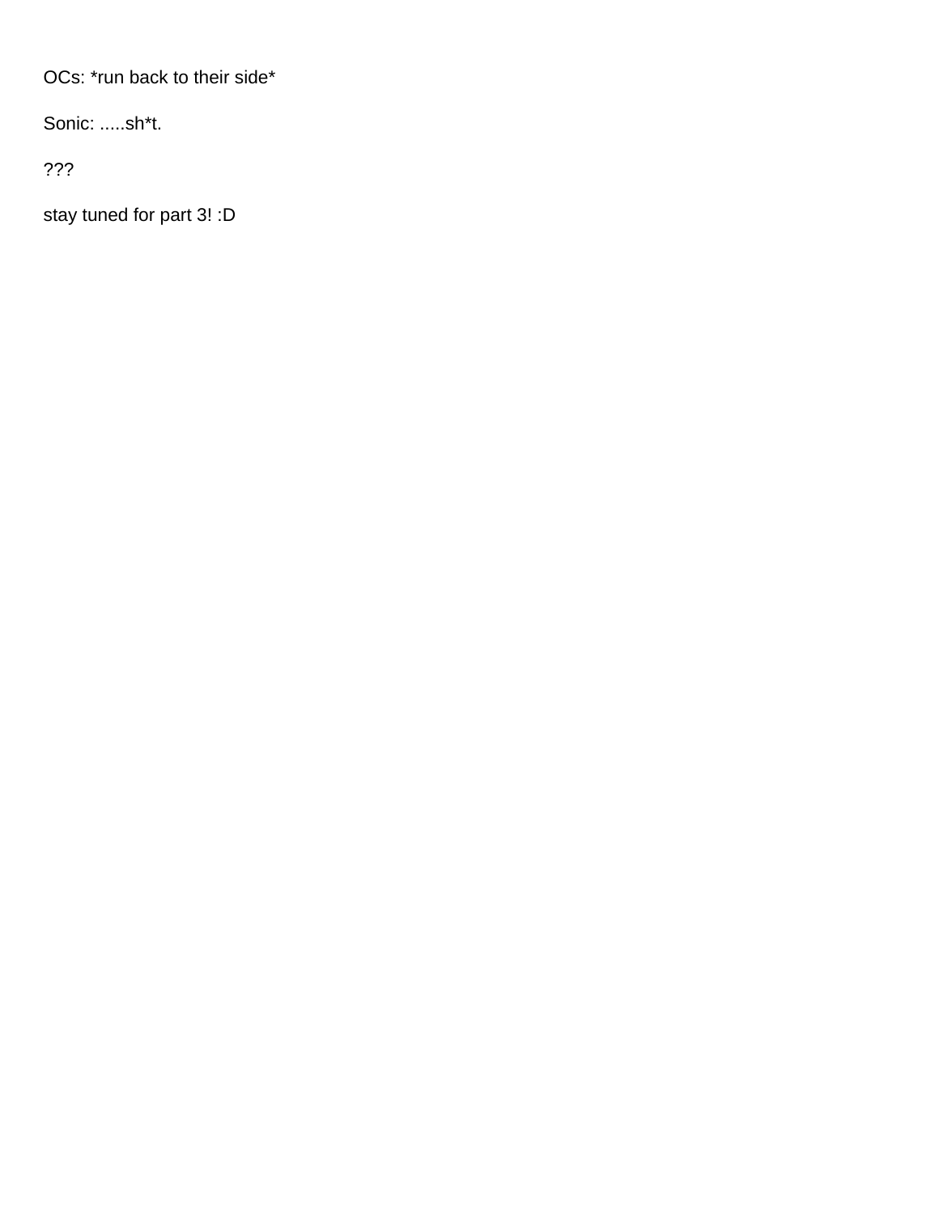OCs: *run back to their side*

Sonic: .....sh*t.

???

stay tuned for part 3! :D